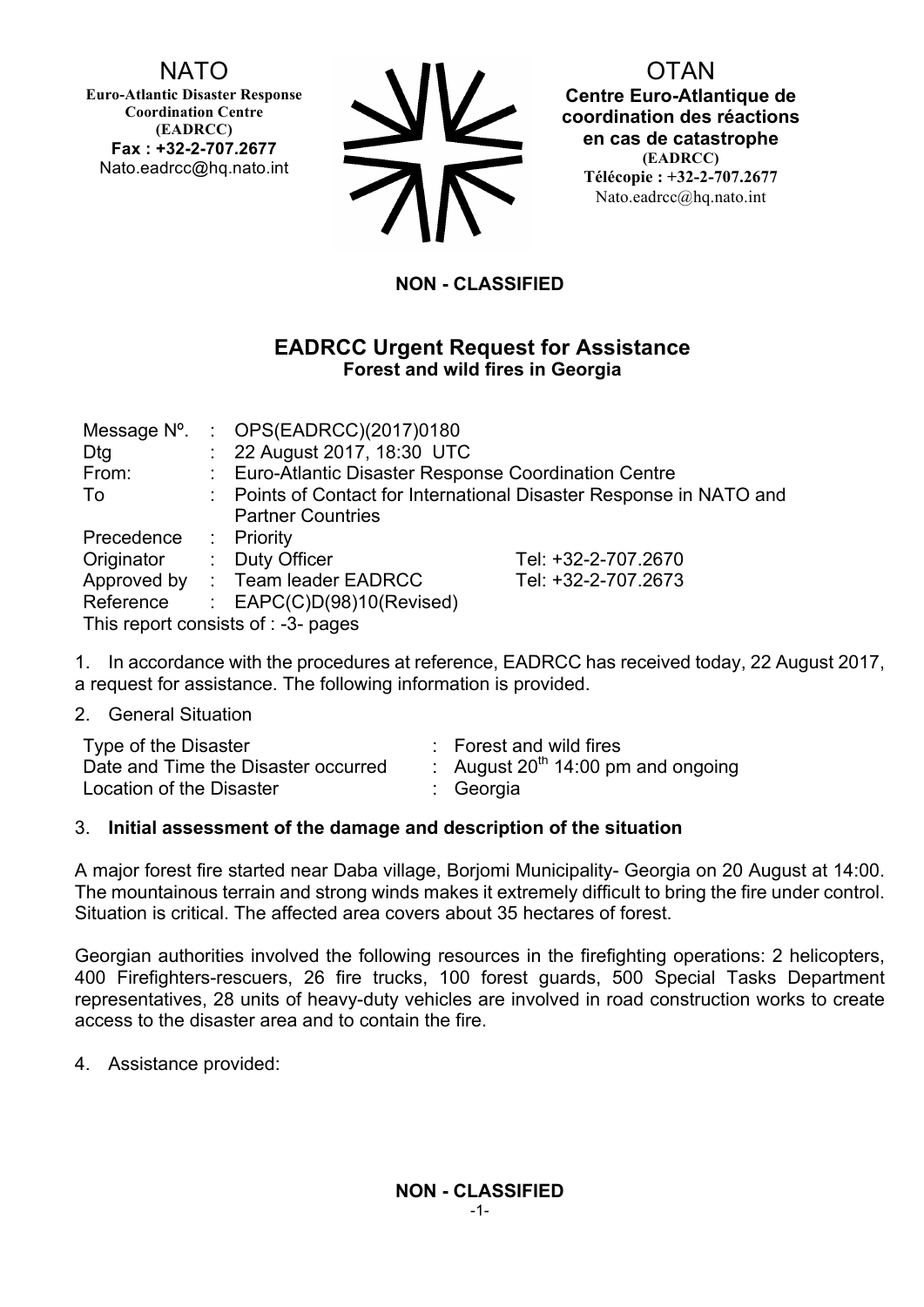NATO
**Euro-Atlantic Disaster Response Coordination Centre (EADRCC)**
**Fax : +32-2-707.2677**
Nato.eadrcc@hq.nato.int

OTAN
**Centre Euro-Atlantique de coordination des réactions en cas de catastrophe (EADRCC)**
**Télécopie : +32-2-707.2677**
Nato.eadrcc@hq.nato.int

**NON - CLASSIFIED**

## EADRCC Urgent Request for Assistance
### Forest and wild fires in Georgia

| | | | |
|---|---|---|---|
| Message Nº. | : | OPS(EADRCC)(2017)0180 | |
| Dtg | : | 22 August 2017, 18:30 UTC | |
| From: | : | Euro-Atlantic Disaster Response Coordination Centre | |
| To | : | Points of Contact for International Disaster Response in NATO and Partner Countries | |
| Precedence | : | Priority | |
| Originator | : | Duty Officer | Tel: +32-2-707.2670 |
| Approved by | : | Team leader EADRCC | Tel: +32-2-707.2673 |
| Reference | : | EAPC(C)D(98)10(Revised) | |

This report consists of : -3- pages

1. In accordance with the procedures at reference, EADRCC has received today, 22 August 2017, a request for assistance. The following information is provided.

2. General Situation

| | |
|---|---|
| Type of the Disaster | : Forest and wild fires |
| Date and Time the Disaster occurred | : August 20th 14:00 pm and ongoing |
| Location of the Disaster | : Georgia |

3. **Initial assessment of the damage and description of the situation**

A major forest fire started near Daba village, Borjomi Municipality- Georgia on 20 August at 14:00. The mountainous terrain and strong winds makes it extremely difficult to bring the fire under control. Situation is critical. The affected area covers about 35 hectares of forest.

Georgian authorities involved the following resources in the firefighting operations: 2 helicopters, 400 Firefighters-rescuers, 26 fire trucks, 100 forest guards, 500 Special Tasks Department representatives, 28 units of heavy-duty vehicles are involved in road construction works to create access to the disaster area and to contain the fire.

4. Assistance provided:

**NON - CLASSIFIED**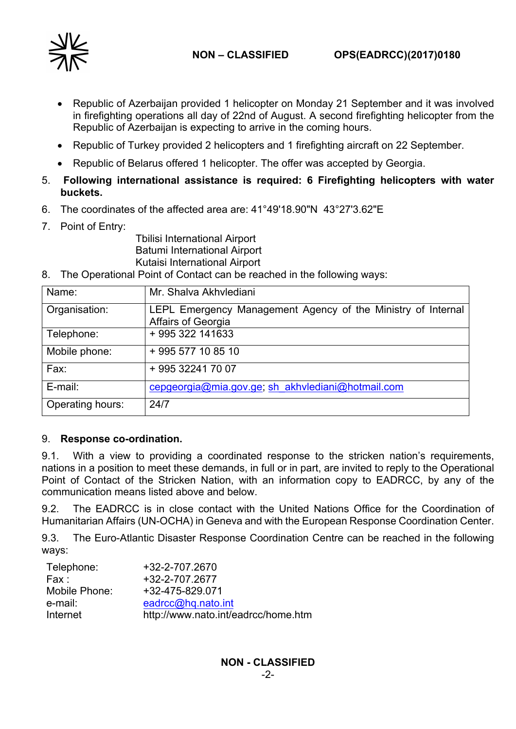- Republic of Azerbaijan provided 1 helicopter on Monday 21 September and it was involved in firefighting operations all day of 22nd of August. A second firefighting helicopter from the Republic of Azerbaijan is expecting to arrive in the coming hours.
- Republic of Turkey provided 2 helicopters and 1 firefighting aircraft on 22 September.
- Republic of Belarus offered 1 helicopter. The offer was accepted by Georgia.

5. **Following international assistance is required: 6 Firefighting helicopters with water buckets.**
6. The coordinates of the affected area are: 41°49'18.90"N 43°27'3.62"E
7. Point of Entry:

   Tbilisi International Airport
   Batumi International Airport
   Kutaisi International Airport

8. The Operational Point of Contact can be reached in the following ways:

| | |
|---|---|
| Name: | Mr. Shalva Akhvlediani |
| Organisation: | LEPL Emergency Management Agency of the Ministry of Internal Affairs of Georgia |
| Telephone: | + 995 322 141633 |
| Mobile phone: | + 995 577 10 85 10 |
| Fax: | + 995 32241 70 07 |
| E-mail: | cepgeorgia@mia.gov.ge; sh_akhvlediani@hotmail.com |
| Operating hours: | 24/7 |

9. **Response co-ordination.**

9.1. With a view to providing a coordinated response to the stricken nation's requirements, nations in a position to meet these demands, in full or in part, are invited to reply to the Operational Point of Contact of the Stricken Nation, with an information copy to EADRCC, by any of the communication means listed above and below.

9.2. The EADRCC is in close contact with the United Nations Office for the Coordination of Humanitarian Affairs (UN-OCHA) in Geneva and with the European Response Coordination Center.

9.3. The Euro-Atlantic Disaster Response Coordination Centre can be reached in the following ways:

| | |
|---|---|
| Telephone: | +32-2-707.2670 |
| Fax : | +32-2-707.2677 |
| Mobile Phone: | +32-475-829.071 |
| e-mail: | eadrcc@hq.nato.int |
| Internet | http://www.nato.int/eadrcc/home.htm |